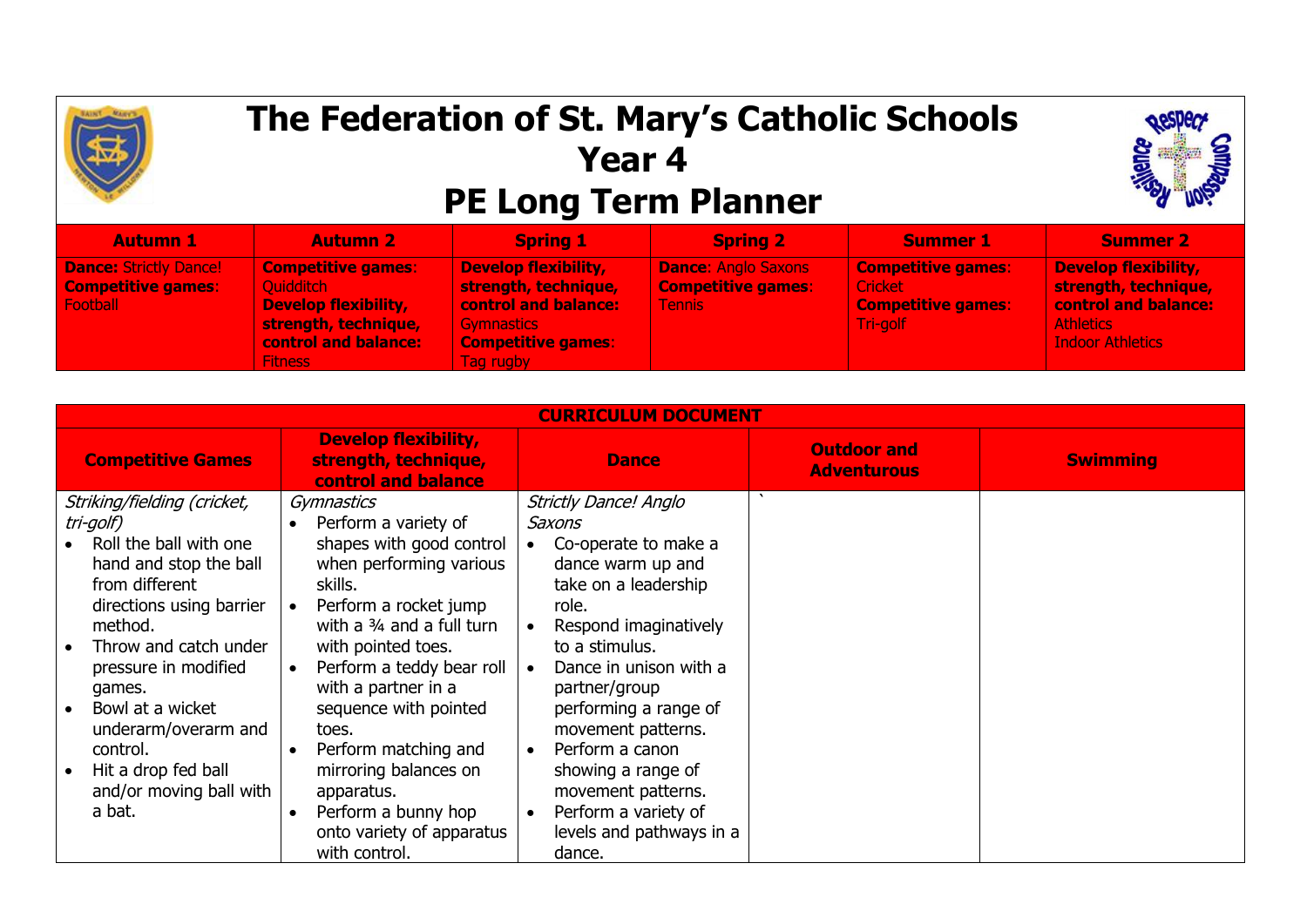# The Federation of St. Mary's Catholic Schools
# Year 4
# PE Long Term Planner

| Autumn 1 | Autumn 2 | Spring 1 | Spring 2 | Summer 1 | Summer 2 |
|---|---|---|---|---|---|
| **Dance:** Strictly Dance!<br>**Competitive games**: Football | **Competitive games**: Quidditch<br>**Develop flexibility, strength, technique, control and balance:** Fitness | **Develop flexibility, strength, technique, control and balance:** Gymnastics<br>**Competitive games**: Tag rugby | **Dance**: Anglo Saxons<br>**Competitive games**: Tennis | **Competitive games**: Cricket<br>**Competitive games**: Tri-golf | **Develop flexibility, strength, technique, control and balance:** Athletics<br>Indoor Athletics |

| CURRICULUM DOCUMENT | | | | |
|---|---|---|---|---|
| **Competitive Games** | **Develop flexibility, strength, technique, control and balance** | **Dance** | **Outdoor and Adventurous** | **Swimming** |
| *Striking/fielding (cricket, tri-golf)*<br>• Roll the ball with one hand and stop the ball from different directions using barrier method.<br>• Throw and catch under pressure in modified games.<br>• Bowl at a wicket underarm/overarm and control.<br>• Hit a drop fed ball and/or moving ball with a bat. | *Gymnastics*<br>• Perform a variety of shapes with good control when performing various skills.<br>• Perform a rocket jump with a ¾ and a full turn with pointed toes.<br>• Perform a teddy bear roll with a partner in a sequence with pointed toes.<br>• Perform matching and mirroring balances on apparatus.<br>• Perform a bunny hop onto variety of apparatus with control. | *Strictly Dance! Anglo Saxons*<br>• Co-operate to make a dance warm up and take on a leadership role.<br>• Respond imaginatively to a stimulus.<br>• Dance in unison with a partner/group performing a range of movement patterns.<br>• Perform a canon showing a range of movement patterns.<br>• Perform a variety of levels and pathways in a dance. | ` | |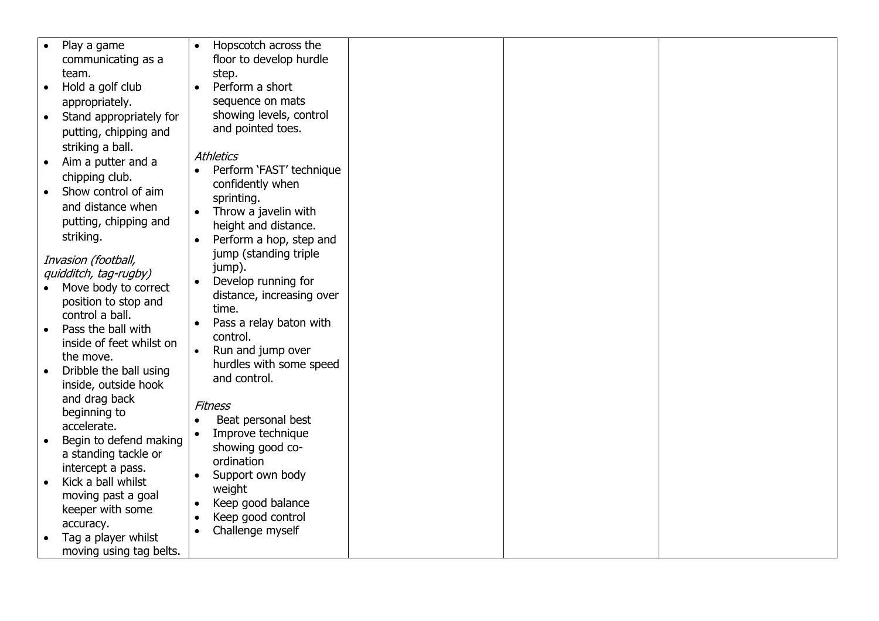| | | | | |
|---|---|---|---|---|
| • Play a game communicating as a team.<br>• Hold a golf club appropriately.<br>• Stand appropriately for putting, chipping and striking a ball.<br>• Aim a putter and a chipping club.<br>• Show control of aim and distance when putting, chipping and striking.<br><br>*Invasion (football, quidditch, tag-rugby)*<br>• Move body to correct position to stop and control a ball.<br>• Pass the ball with inside of feet whilst on the move.<br>• Dribble the ball using inside, outside hook and drag back beginning to accelerate.<br>• Begin to defend making a standing tackle or intercept a pass.<br>• Kick a ball whilst moving past a goal keeper with some accuracy.<br>• Tag a player whilst moving using tag belts. | • Hopscotch across the floor to develop hurdle step.<br>• Perform a short sequence on mats showing levels, control and pointed toes.<br><br>*Athletics*<br>• Perform 'FAST' technique confidently when sprinting.<br>• Throw a javelin with height and distance.<br>• Perform a hop, step and jump (standing triple jump).<br>• Develop running for distance, increasing over time.<br>• Pass a relay baton with control.<br>• Run and jump over hurdles with some speed and control.<br><br>*Fitness*<br>• Beat personal best<br>• Improve technique showing good co-ordination<br>• Support own body weight<br>• Keep good balance<br>• Keep good control<br>• Challenge myself | | | |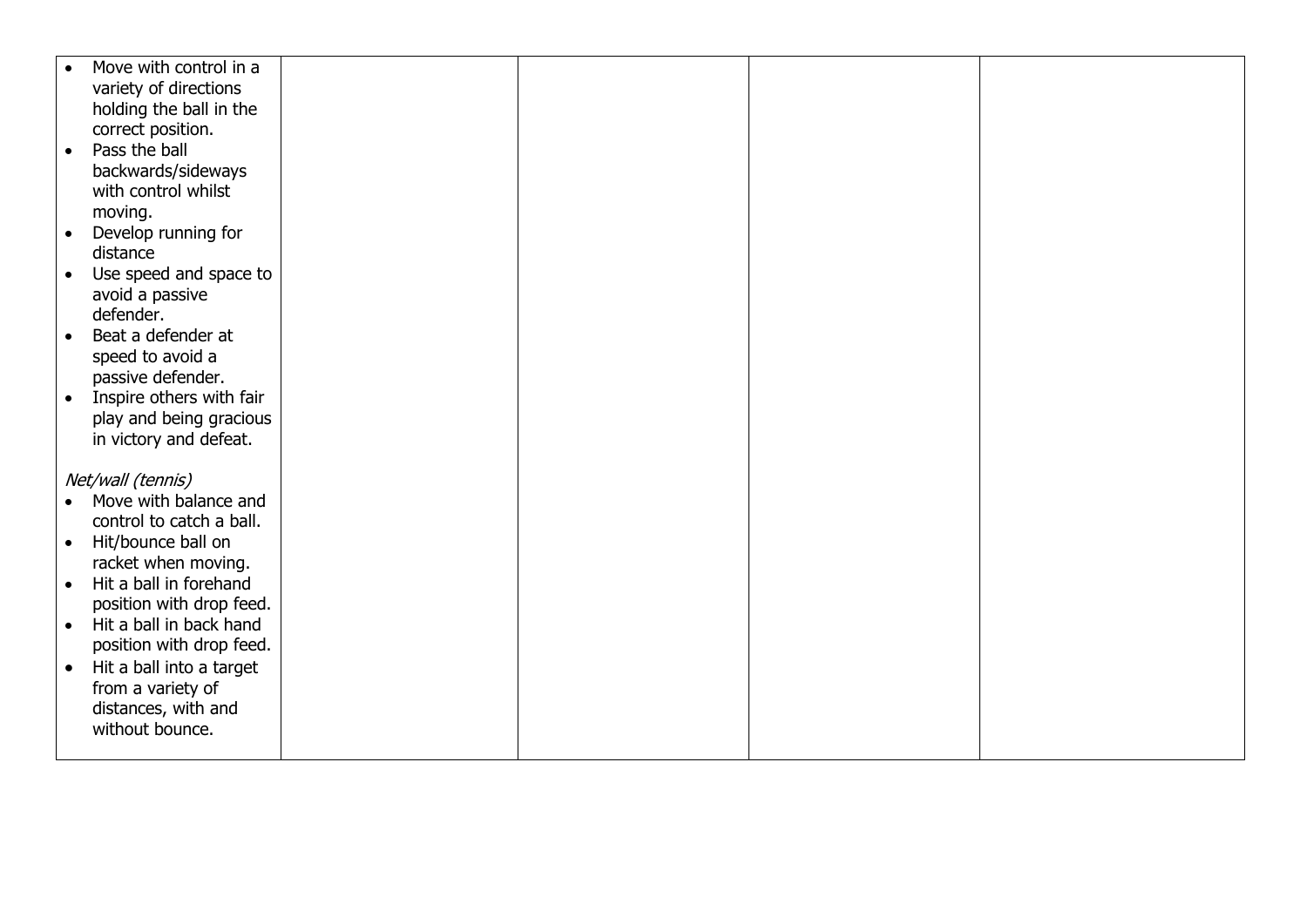| | | | | |
|---|---|---|---|---|
| • Move with control in a variety of directions holding the ball in the correct position.<br>• Pass the ball backwards/sideways with control whilst moving.<br>• Develop running for distance<br>• Use speed and space to avoid a passive defender.<br>• Beat a defender at speed to avoid a passive defender.<br>• Inspire others with fair play and being gracious in victory and defeat.<br><br>*Net/wall (tennis)*<br>• Move with balance and control to catch a ball.<br>• Hit/bounce ball on racket when moving.<br>• Hit a ball in forehand position with drop feed.<br>• Hit a ball in back hand position with drop feed.<br>• Hit a ball into a target from a variety of distances, with and without bounce. | | | | |